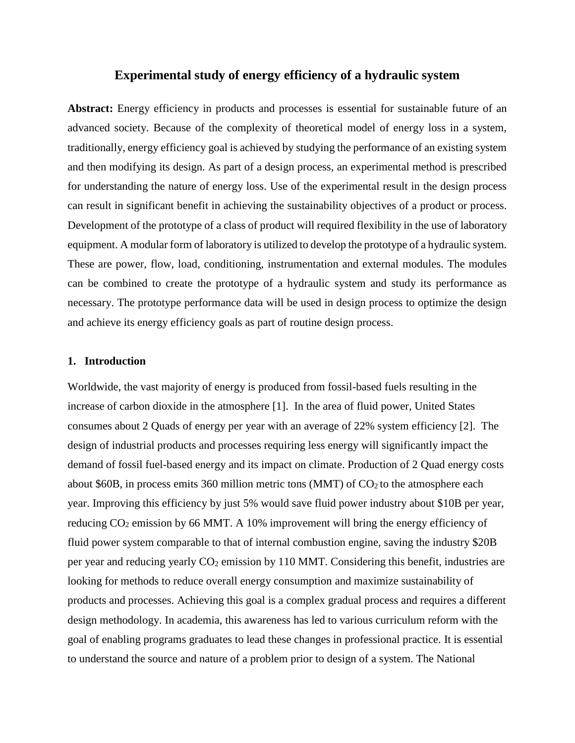# Experimental study of energy efficiency of a hydraulic system

**Abstract:** Energy efficiency in products and processes is essential for sustainable future of an advanced society. Because of the complexity of theoretical model of energy loss in a system, traditionally, energy efficiency goal is achieved by studying the performance of an existing system and then modifying its design. As part of a design process, an experimental method is prescribed for understanding the nature of energy loss. Use of the experimental result in the design process can result in significant benefit in achieving the sustainability objectives of a product or process. Development of the prototype of a class of product will required flexibility in the use of laboratory equipment. A modular form of laboratory is utilized to develop the prototype of a hydraulic system. These are power, flow, load, conditioning, instrumentation and external modules. The modules can be combined to create the prototype of a hydraulic system and study its performance as necessary. The prototype performance data will be used in design process to optimize the design and achieve its energy efficiency goals as part of routine design process.

## 1. Introduction

Worldwide, the vast majority of energy is produced from fossil-based fuels resulting in the increase of carbon dioxide in the atmosphere [1]. In the area of fluid power, United States consumes about 2 Quads of energy per year with an average of 22% system efficiency [2]. The design of industrial products and processes requiring less energy will significantly impact the demand of fossil fuel-based energy and its impact on climate. Production of 2 Quad energy costs about \$60B, in process emits 360 million metric tons (MMT) of $CO_2$ to the atmosphere each year. Improving this efficiency by just 5% would save fluid power industry about \$10B per year, reducing $CO_2$ emission by 66 MMT. A 10% improvement will bring the energy efficiency of fluid power system comparable to that of internal combustion engine, saving the industry \$20B per year and reducing yearly $CO_2$ emission by 110 MMT. Considering this benefit, industries are looking for methods to reduce overall energy consumption and maximize sustainability of products and processes. Achieving this goal is a complex gradual process and requires a different design methodology. In academia, this awareness has led to various curriculum reform with the goal of enabling programs graduates to lead these changes in professional practice. It is essential to understand the source and nature of a problem prior to design of a system. The National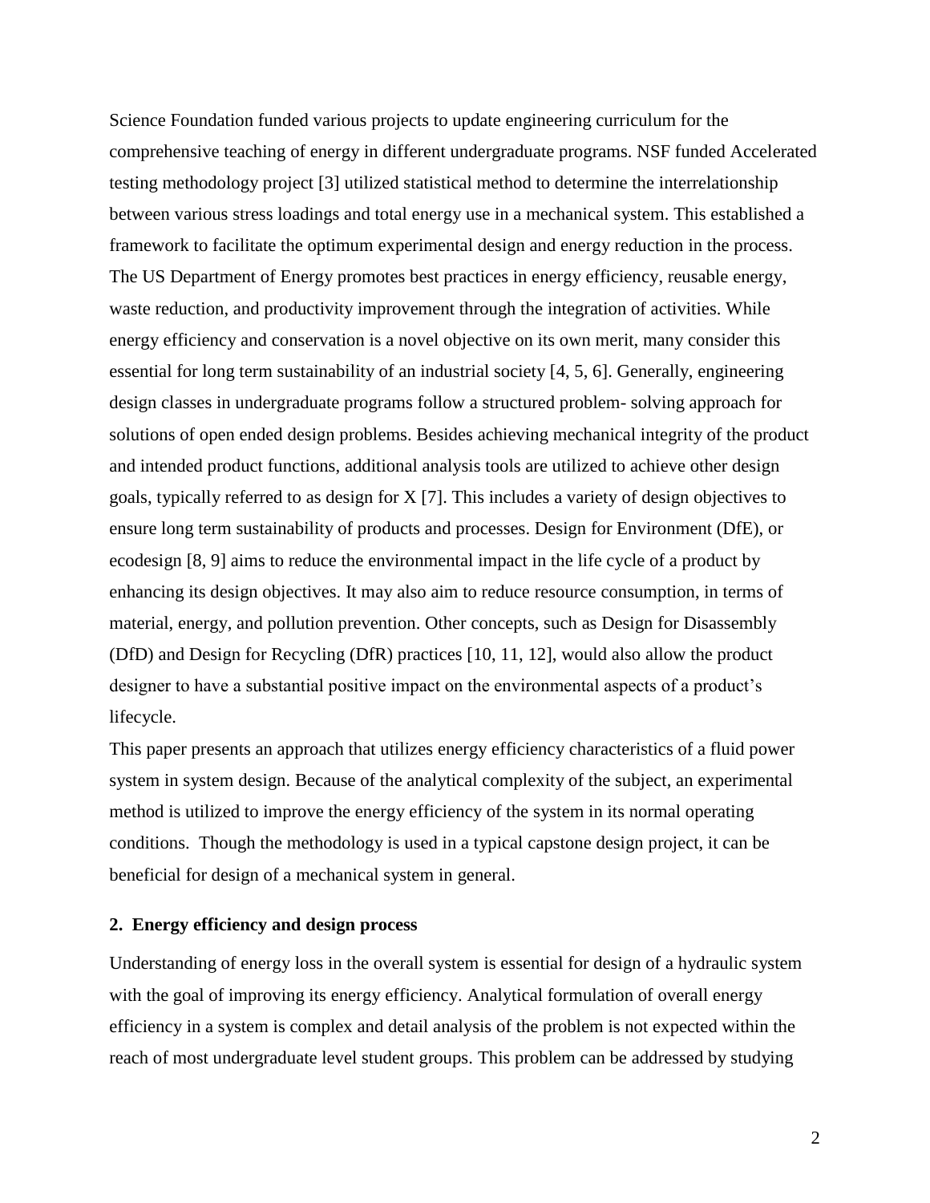Science Foundation funded various projects to update engineering curriculum for the comprehensive teaching of energy in different undergraduate programs. NSF funded Accelerated testing methodology project [3] utilized statistical method to determine the interrelationship between various stress loadings and total energy use in a mechanical system. This established a framework to facilitate the optimum experimental design and energy reduction in the process. The US Department of Energy promotes best practices in energy efficiency, reusable energy, waste reduction, and productivity improvement through the integration of activities. While energy efficiency and conservation is a novel objective on its own merit, many consider this essential for long term sustainability of an industrial society [4, 5, 6]. Generally, engineering design classes in undergraduate programs follow a structured problem- solving approach for solutions of open ended design problems. Besides achieving mechanical integrity of the product and intended product functions, additional analysis tools are utilized to achieve other design goals, typically referred to as design for X [7]. This includes a variety of design objectives to ensure long term sustainability of products and processes. Design for Environment (DfE), or ecodesign [8, 9] aims to reduce the environmental impact in the life cycle of a product by enhancing its design objectives. It may also aim to reduce resource consumption, in terms of material, energy, and pollution prevention. Other concepts, such as Design for Disassembly (DfD) and Design for Recycling (DfR) practices [10, 11, 12], would also allow the product designer to have a substantial positive impact on the environmental aspects of a product's lifecycle.

This paper presents an approach that utilizes energy efficiency characteristics of a fluid power system in system design. Because of the analytical complexity of the subject, an experimental method is utilized to improve the energy efficiency of the system in its normal operating conditions. Though the methodology is used in a typical capstone design project, it can be beneficial for design of a mechanical system in general.

## 2. Energy efficiency and design process

Understanding of energy loss in the overall system is essential for design of a hydraulic system with the goal of improving its energy efficiency. Analytical formulation of overall energy efficiency in a system is complex and detail analysis of the problem is not expected within the reach of most undergraduate level student groups. This problem can be addressed by studying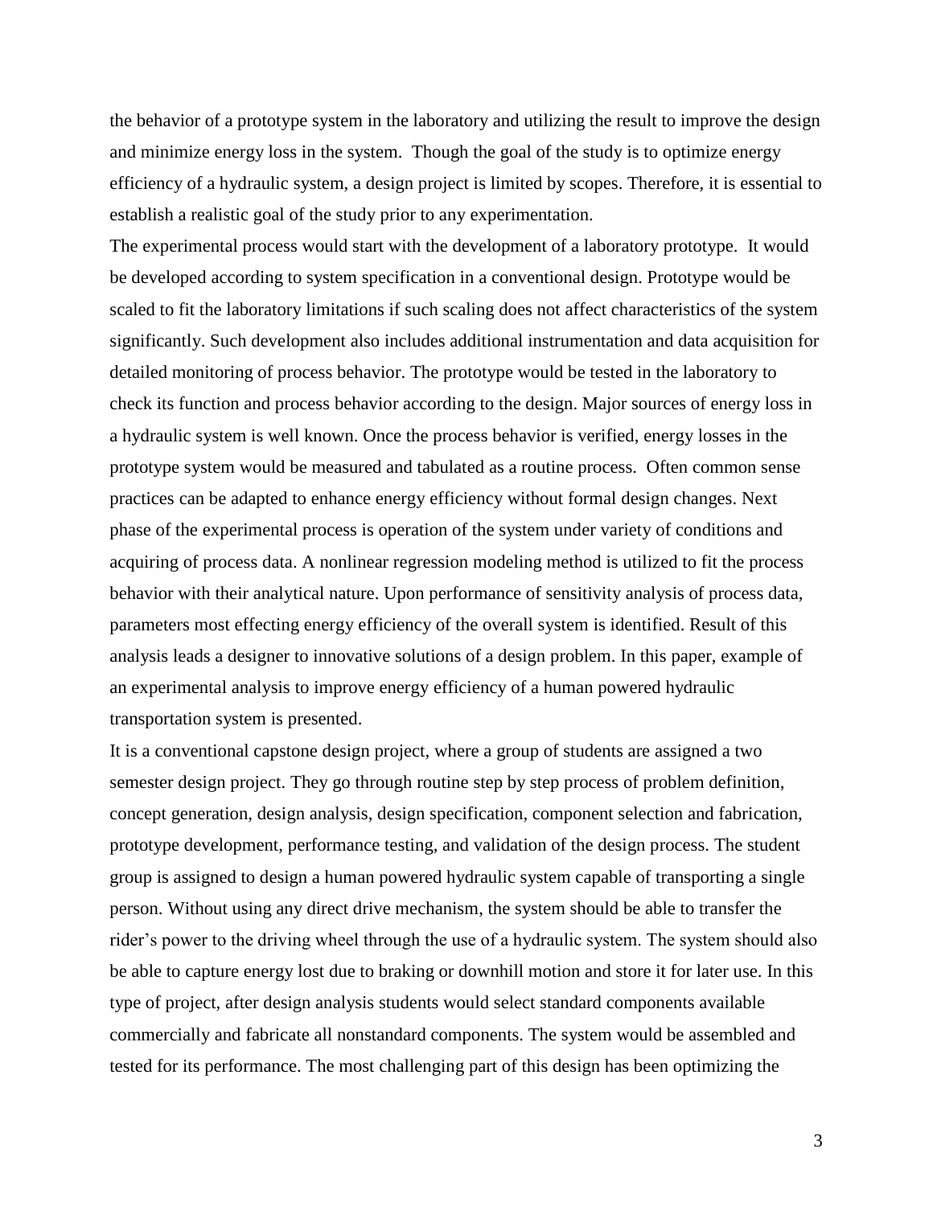the behavior of a prototype system in the laboratory and utilizing the result to improve the design and minimize energy loss in the system. Though the goal of the study is to optimize energy efficiency of a hydraulic system, a design project is limited by scopes. Therefore, it is essential to establish a realistic goal of the study prior to any experimentation.

The experimental process would start with the development of a laboratory prototype. It would be developed according to system specification in a conventional design. Prototype would be scaled to fit the laboratory limitations if such scaling does not affect characteristics of the system significantly. Such development also includes additional instrumentation and data acquisition for detailed monitoring of process behavior. The prototype would be tested in the laboratory to check its function and process behavior according to the design. Major sources of energy loss in a hydraulic system is well known. Once the process behavior is verified, energy losses in the prototype system would be measured and tabulated as a routine process. Often common sense practices can be adapted to enhance energy efficiency without formal design changes. Next phase of the experimental process is operation of the system under variety of conditions and acquiring of process data. A nonlinear regression modeling method is utilized to fit the process behavior with their analytical nature. Upon performance of sensitivity analysis of process data, parameters most effecting energy efficiency of the overall system is identified. Result of this analysis leads a designer to innovative solutions of a design problem. In this paper, example of an experimental analysis to improve energy efficiency of a human powered hydraulic transportation system is presented.

It is a conventional capstone design project, where a group of students are assigned a two semester design project. They go through routine step by step process of problem definition, concept generation, design analysis, design specification, component selection and fabrication, prototype development, performance testing, and validation of the design process. The student group is assigned to design a human powered hydraulic system capable of transporting a single person. Without using any direct drive mechanism, the system should be able to transfer the rider's power to the driving wheel through the use of a hydraulic system. The system should also be able to capture energy lost due to braking or downhill motion and store it for later use. In this type of project, after design analysis students would select standard components available commercially and fabricate all nonstandard components. The system would be assembled and tested for its performance. The most challenging part of this design has been optimizing the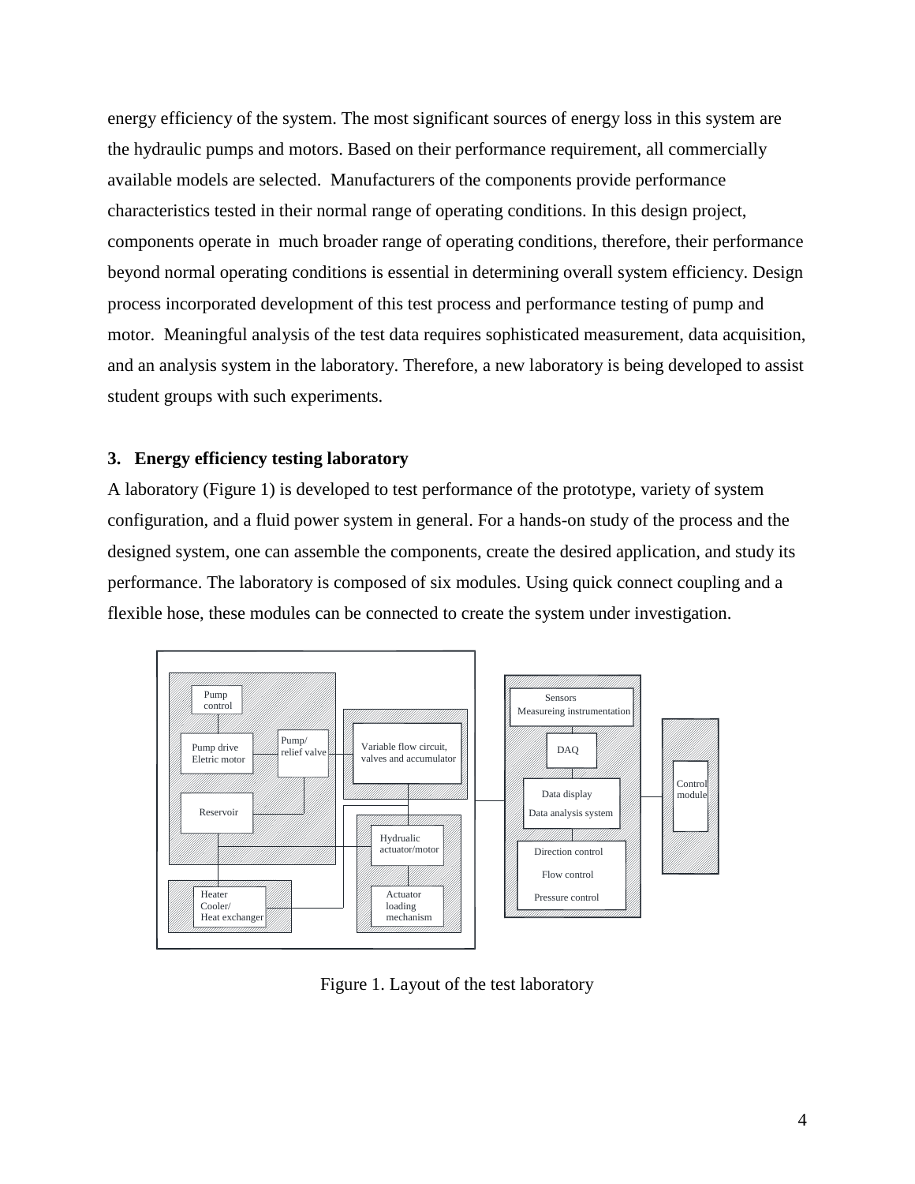energy efficiency of the system. The most significant sources of energy loss in this system are the hydraulic pumps and motors. Based on their performance requirement, all commercially available models are selected. Manufacturers of the components provide performance characteristics tested in their normal range of operating conditions. In this design project, components operate in much broader range of operating conditions, therefore, their performance beyond normal operating conditions is essential in determining overall system efficiency. Design process incorporated development of this test process and performance testing of pump and motor. Meaningful analysis of the test data requires sophisticated measurement, data acquisition, and an analysis system in the laboratory. Therefore, a new laboratory is being developed to assist student groups with such experiments.

## 3. Energy efficiency testing laboratory

A laboratory (Figure 1) is developed to test performance of the prototype, variety of system configuration, and a fluid power system in general. For a hands-on study of the process and the designed system, one can assemble the components, create the desired application, and study its performance. The laboratory is composed of six modules. Using quick connect coupling and a flexible hose, these modules can be connected to create the system under investigation.

Figure 1. Layout of the test laboratory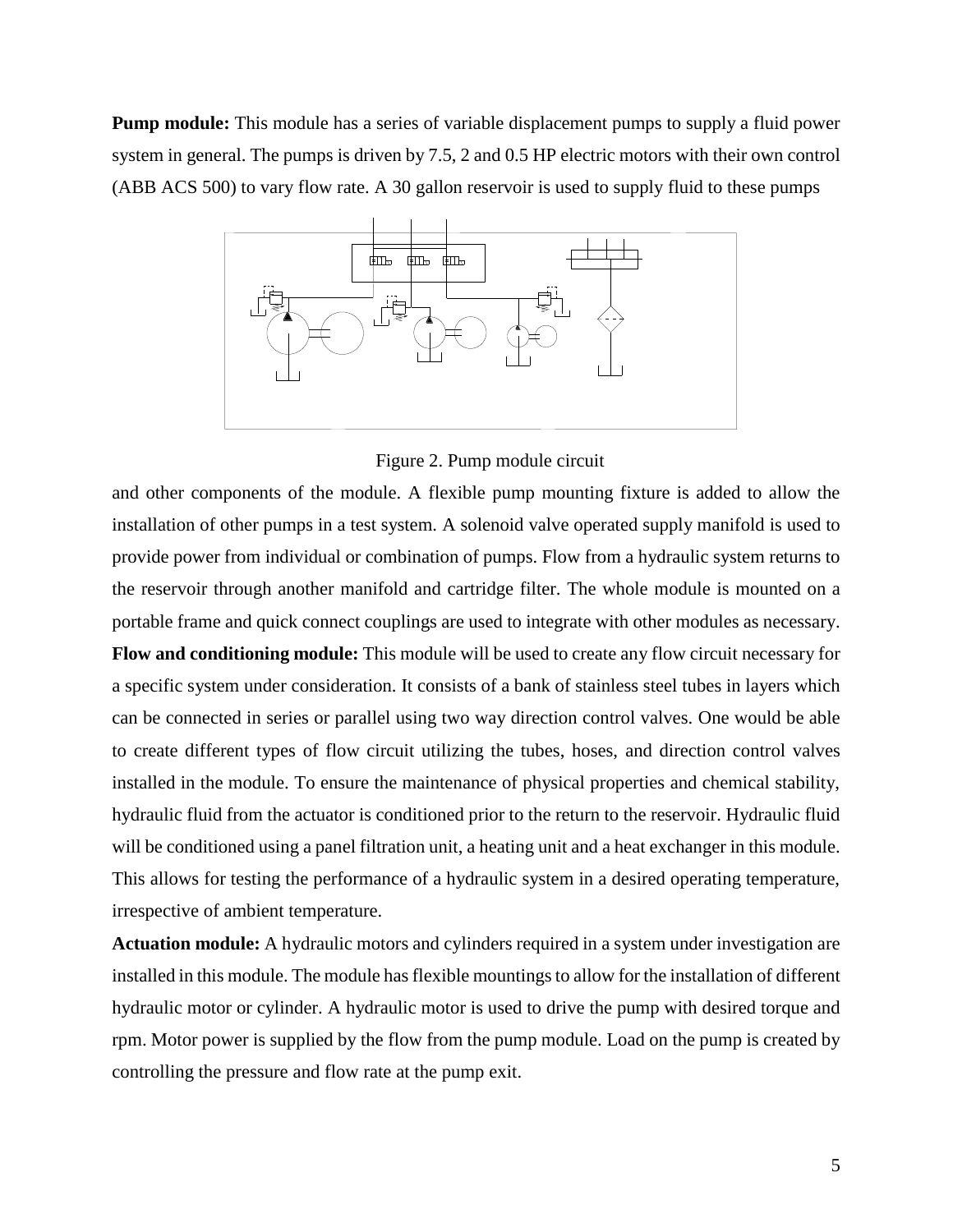**Pump module:** This module has a series of variable displacement pumps to supply a fluid power system in general. The pumps is driven by 7.5, 2 and 0.5 HP electric motors with their own control (ABB ACS 500) to vary flow rate. A 30 gallon reservoir is used to supply fluid to these pumps

Figure 2. Pump module circuit

and other components of the module. A flexible pump mounting fixture is added to allow the installation of other pumps in a test system. A solenoid valve operated supply manifold is used to provide power from individual or combination of pumps. Flow from a hydraulic system returns to the reservoir through another manifold and cartridge filter. The whole module is mounted on a portable frame and quick connect couplings are used to integrate with other modules as necessary.

**Flow and conditioning module:** This module will be used to create any flow circuit necessary for a specific system under consideration. It consists of a bank of stainless steel tubes in layers which can be connected in series or parallel using two way direction control valves. One would be able to create different types of flow circuit utilizing the tubes, hoses, and direction control valves installed in the module. To ensure the maintenance of physical properties and chemical stability, hydraulic fluid from the actuator is conditioned prior to the return to the reservoir. Hydraulic fluid will be conditioned using a panel filtration unit, a heating unit and a heat exchanger in this module. This allows for testing the performance of a hydraulic system in a desired operating temperature, irrespective of ambient temperature.

**Actuation module:** A hydraulic motors and cylinders required in a system under investigation are installed in this module. The module has flexible mountings to allow for the installation of different hydraulic motor or cylinder. A hydraulic motor is used to drive the pump with desired torque and rpm. Motor power is supplied by the flow from the pump module. Load on the pump is created by controlling the pressure and flow rate at the pump exit.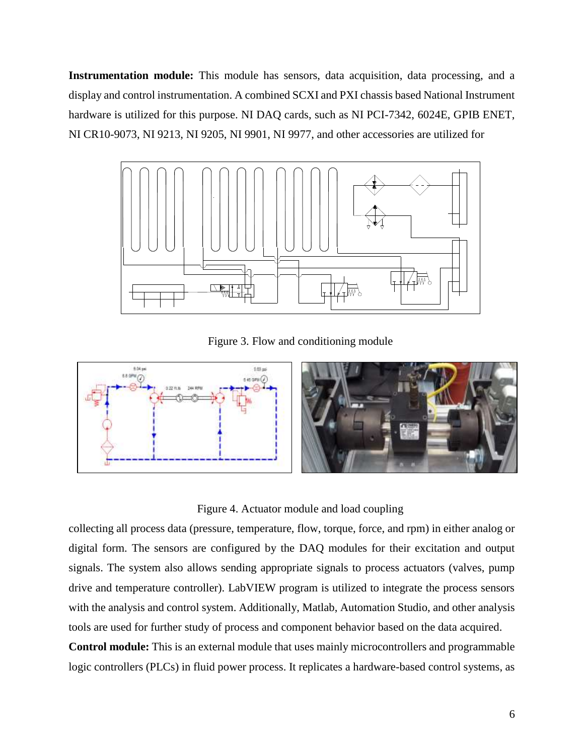**Instrumentation module:** This module has sensors, data acquisition, data processing, and a display and control instrumentation. A combined SCXI and PXI chassis based National Instrument hardware is utilized for this purpose. NI DAQ cards, such as NI PCI-7342, 6024E, GPIB ENET, NI CR10-9073, NI 9213, NI 9205, NI 9901, NI 9977, and other accessories are utilized for

Figure 3. Flow and conditioning module

Figure 4. Actuator module and load coupling

collecting all process data (pressure, temperature, flow, torque, force, and rpm) in either analog or digital form. The sensors are configured by the DAQ modules for their excitation and output signals. The system also allows sending appropriate signals to process actuators (valves, pump drive and temperature controller). LabVIEW program is utilized to integrate the process sensors with the analysis and control system. Additionally, Matlab, Automation Studio, and other analysis tools are used for further study of process and component behavior based on the data acquired.

**Control module:** This is an external module that uses mainly microcontrollers and programmable logic controllers (PLCs) in fluid power process. It replicates a hardware-based control systems, as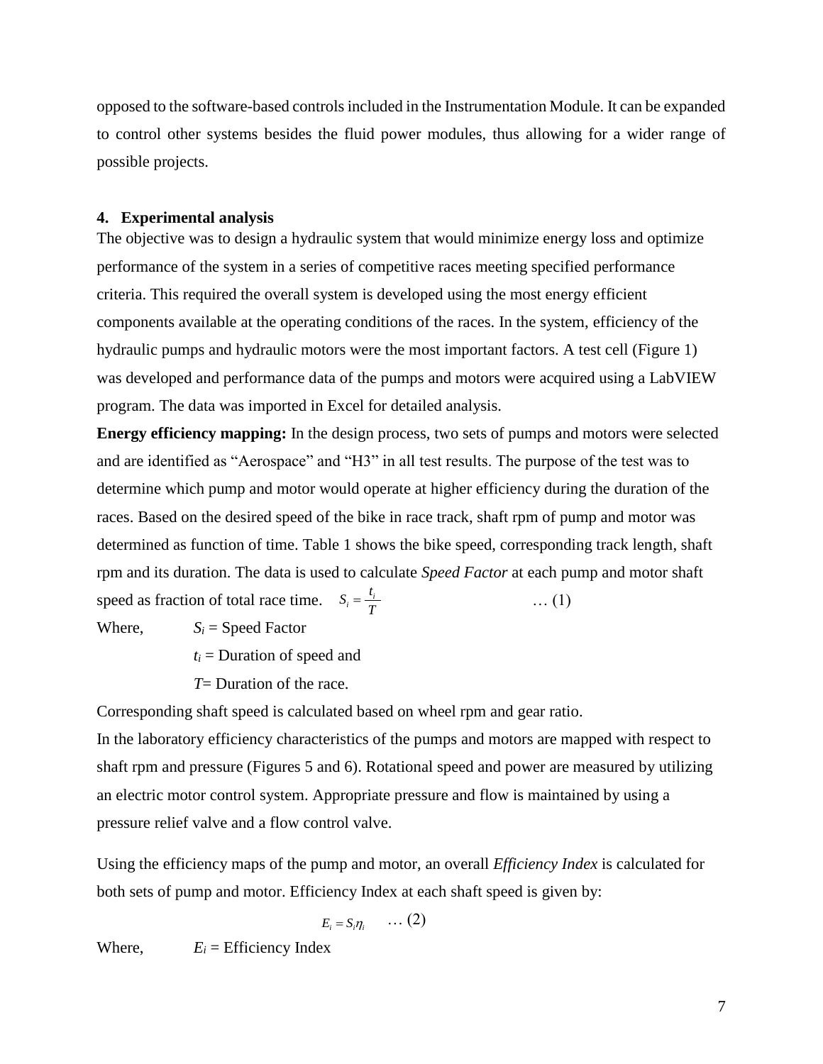opposed to the software-based controls included in the Instrumentation Module. It can be expanded to control other systems besides the fluid power modules, thus allowing for a wider range of possible projects.

## 4. Experimental analysis

The objective was to design a hydraulic system that would minimize energy loss and optimize performance of the system in a series of competitive races meeting specified performance criteria. This required the overall system is developed using the most energy efficient components available at the operating conditions of the races. In the system, efficiency of the hydraulic pumps and hydraulic motors were the most important factors. A test cell (Figure 1) was developed and performance data of the pumps and motors were acquired using a LabVIEW program. The data was imported in Excel for detailed analysis.

**Energy efficiency mapping:** In the design process, two sets of pumps and motors were selected and are identified as "Aerospace" and "H3" in all test results. The purpose of the test was to determine which pump and motor would operate at higher efficiency during the duration of the races. Based on the desired speed of the bike in race track, shaft rpm of pump and motor was determined as function of time. Table 1 shows the bike speed, corresponding track length, shaft rpm and its duration. The data is used to calculate *Speed Factor* at each pump and motor shaft speed as fraction of total race time.

$$S_i = \frac{t_i}{T} \quad \ldots (1)$$

Where, $S_i$ = Speed Factor

$t_i$ = Duration of speed and

$T$= Duration of the race.

Corresponding shaft speed is calculated based on wheel rpm and gear ratio.

In the laboratory efficiency characteristics of the pumps and motors are mapped with respect to shaft rpm and pressure (Figures 5 and 6). Rotational speed and power are measured by utilizing an electric motor control system. Appropriate pressure and flow is maintained by using a pressure relief valve and a flow control valve.

Using the efficiency maps of the pump and motor, an overall *Efficiency Index* is calculated for both sets of pump and motor. Efficiency Index at each shaft speed is given by:

$$E_i = S_i \eta_i \quad \ldots (2)$$

Where, $E_i$ = Efficiency Index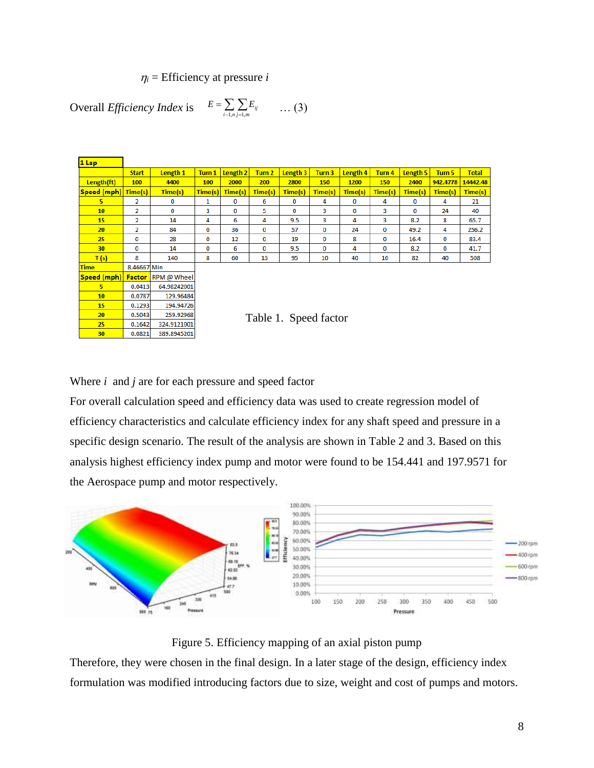$\eta_i$ = Efficiency at pressure $i$

Overall *Efficiency Index* is $E = \sum_{i=1,n} \sum_{j=1,m} E_{ij}$ … (3)

| 1 Lap | | | | | | | | | | | | | |
|---|---|---|---|---|---|---|---|---|---|---|---|---|---|
| | Start | Length 1 | Turn 1 | Length 2 | Turn 2 | Length 3 | Turn 3 | Length 4 | Turn 4 | Length 5 | Turn 5 | Total |
| Length(ft) | 100 | 4400 | 100 | 2000 | 200 | 2800 | 150 | 1200 | 150 | 2400 | 942.4778 | 14442.48 |
| Speed (mph) | Time(s) | Time(s) | Time(s) | Time(s) | Time(s) | Time(s) | Time(s) | Time(s) | Time(s) | Time(s) | Time(s) | Time(s) |
| 5 | 2 | 0 | 1 | 0 | 6 | 0 | 4 | 0 | 4 | 0 | 4 | 21 |
| 10 | 2 | 0 | 3 | 0 | 5 | 0 | 3 | 0 | 3 | 0 | 24 | 40 |
| 15 | 2 | 14 | 4 | 6 | 4 | 9.5 | 3 | 4 | 3 | 8.2 | 8 | 65.7 |
| 20 | 2 | 84 | 0 | 36 | 0 | 57 | 0 | 24 | 0 | 49.2 | 4 | 256.2 |
| 25 | 0 | 28 | 0 | 12 | 0 | 19 | 0 | 8 | 0 | 16.4 | 0 | 83.4 |
| 30 | 0 | 14 | 0 | 6 | 0 | 9.5 | 0 | 4 | 0 | 8.2 | 0 | 41.7 |
| T (s) | 8 | 140 | 8 | 60 | 15 | 95 | 10 | 40 | 10 | 82 | 40 | 508 |
| Time | 8.46667 | Min | | | | | | | | | | |

| Speed (mph) | Factor | RPM @ Wheel |
|---|---|---|
| 5 | 0.0413 | 64.98242001 |
| 10 | 0.0787 | 129.96484 |
| 15 | 0.1293 | 194.94726 |
| 20 | 0.5043 | 259.92968 |
| 25 | 0.1642 | 324.9121001 |
| 30 | 0.0821 | 389.8945201 |

Table 1. Speed factor

Where $i$ and $j$ are for each pressure and speed factor

For overall calculation speed and efficiency data was used to create regression model of efficiency characteristics and calculate efficiency index for any shaft speed and pressure in a specific design scenario. The result of the analysis are shown in Table 2 and 3. Based on this analysis highest efficiency index pump and motor were found to be 154.441 and 197.9571 for the Aerospace pump and motor respectively.

Figure 5. Efficiency mapping of an axial piston pump

Therefore, they were chosen in the final design. In a later stage of the design, efficiency index formulation was modified introducing factors due to size, weight and cost of pumps and motors.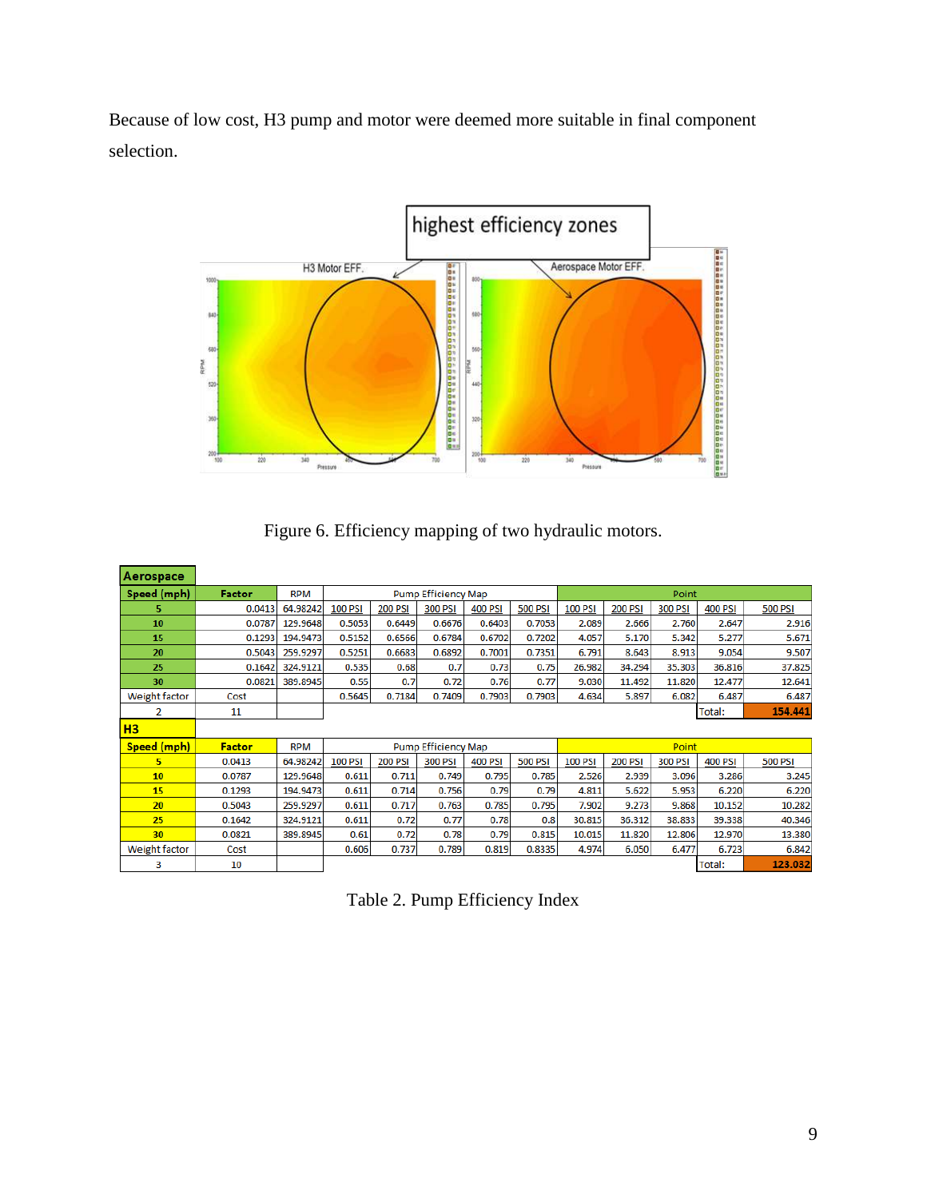Because of low cost, H3 pump and motor were deemed more suitable in final component selection.

Figure 6. Efficiency mapping of two hydraulic motors.

| Aerospace | | | | | | | | | | | | | |
|---|---|---|---|---|---|---|---|---|---|---|---|---|---|
| Speed (mph) | Factor | RPM | Pump Efficiency Map | | | | | Point | | | | | |
| 5 | 0.0413 | 64.98242 | 100 PSI | 200 PSI | 300 PSI | 400 PSI | 500 PSI | 100 PSI | 200 PSI | 300 PSI | 400 PSI | 500 PSI | |
| 10 | 0.0787 | 129.9648 | 0.5053 | 0.6449 | 0.6676 | 0.6403 | 0.7053 | 2.089 | 2.666 | 2.760 | 2.647 | 2.916 | |
| 15 | 0.1293 | 194.9473 | 0.5152 | 0.6566 | 0.6784 | 0.6702 | 0.7202 | 4.057 | 5.170 | 5.342 | 5.277 | 5.671 | |
| 20 | 0.5043 | 259.9297 | 0.5251 | 0.6683 | 0.6892 | 0.7001 | 0.7351 | 6.791 | 8.643 | 8.913 | 9.054 | 9.507 | |
| 25 | 0.1642 | 324.9121 | 0.535 | 0.68 | 0.7 | 0.73 | 0.75 | 26.982 | 34.294 | 35.303 | 36.816 | 37.825 | |
| 30 | 0.0821 | 389.8945 | 0.55 | 0.7 | 0.72 | 0.76 | 0.77 | 9.030 | 11.492 | 11.820 | 12.477 | 12.641 | |
| Weight factor | Cost | | 0.5645 | 0.7184 | 0.7409 | 0.7903 | 0.7903 | 4.634 | 5.897 | 6.082 | 6.487 | 6.487 | |
| 2 | 11 | | | | | | | | | | Total: | 154.441 | |

| H3 | | | | | | | | | | | | |
|---|---|---|---|---|---|---|---|---|---|---|---|---|
| Speed (mph) | Factor | RPM | Pump Efficiency Map | | | | | Point | | | | |
| 5 | 0.0413 | 64.98242 | 100 PSI | 200 PSI | 300 PSI | 400 PSI | 500 PSI | 100 PSI | 200 PSI | 300 PSI | 400 PSI | 500 PSI |
| 10 | 0.0787 | 129.9648 | 0.611 | 0.711 | 0.749 | 0.795 | 0.785 | 2.526 | 2.939 | 3.096 | 3.286 | 3.245 |
| 15 | 0.1293 | 194.9473 | 0.611 | 0.714 | 0.756 | 0.79 | 0.79 | 4.811 | 5.622 | 5.953 | 6.220 | 6.220 |
| 20 | 0.5043 | 259.9297 | 0.611 | 0.717 | 0.763 | 0.785 | 0.795 | 7.902 | 9.273 | 9.868 | 10.152 | 10.282 |
| 25 | 0.1642 | 324.9121 | 0.611 | 0.72 | 0.77 | 0.78 | 0.8 | 30.815 | 36.312 | 38.833 | 39.338 | 40.346 |
| 30 | 0.0821 | 389.8945 | 0.61 | 0.72 | 0.78 | 0.79 | 0.815 | 10.015 | 11.820 | 12.806 | 12.970 | 13.380 |
| Weight factor | Cost | | 0.606 | 0.737 | 0.789 | 0.819 | 0.8335 | 4.974 | 6.050 | 6.477 | 6.723 | 6.842 |
| 3 | 10 | | | | | | | | | | Total: | 123.032 |

Table 2. Pump Efficiency Index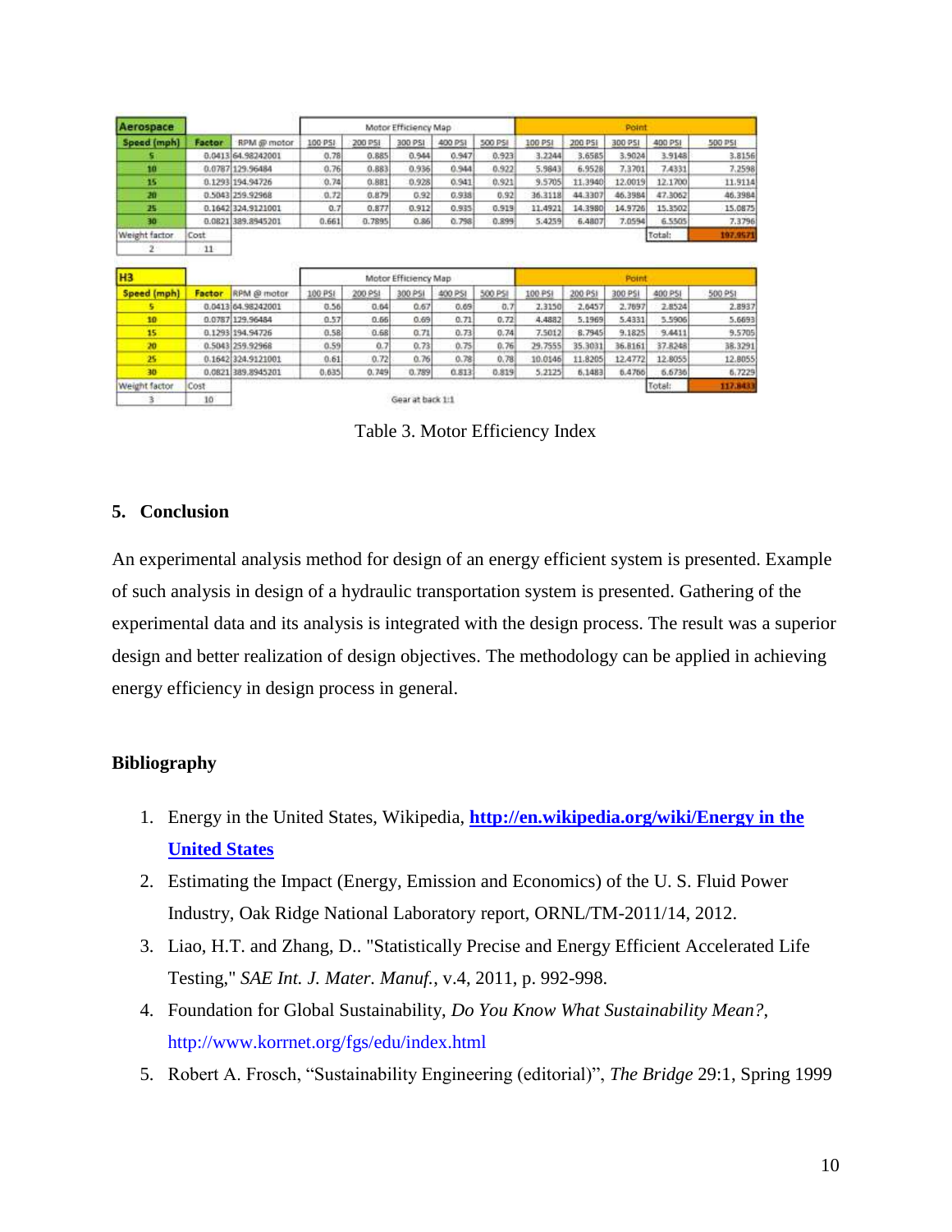| Aerospace | | | Motor Efficiency Map | | | | | Point | | | | |
|---|---|---|---|---|---|---|---|---|---|---|---|---|
| Speed (mph) | Factor | RPM @ motor | 100 PSI | 200 PSI | 300 PSI | 400 PSI | 500 PSI | 100 PSI | 200 PSI | 300 PSI | 400 PSI | 500 PSI |
| 5 | 0.0413 | 64.98242001 | 0.78 | 0.885 | 0.944 | 0.947 | 0.923 | 3.2244 | 3.6585 | 3.9024 | 3.9148 | 3.8156 |
| 10 | 0.0787 | 129.96484 | 0.76 | 0.883 | 0.936 | 0.944 | 0.922 | 5.9843 | 6.9528 | 7.3701 | 7.4331 | 7.2598 |
| 15 | 0.1293 | 194.94726 | 0.74 | 0.881 | 0.928 | 0.941 | 0.921 | 9.5705 | 11.3940 | 12.0019 | 12.1700 | 11.9114 |
| 20 | 0.5043 | 259.92968 | 0.72 | 0.879 | 0.92 | 0.938 | 0.92 | 36.3118 | 44.3307 | 46.3984 | 47.3062 | 46.3984 |
| 25 | 0.1642 | 324.9121001 | 0.7 | 0.877 | 0.912 | 0.935 | 0.919 | 11.4921 | 14.3980 | 14.9726 | 15.3502 | 15.0875 |
| 30 | 0.0821 | 389.8945201 | 0.661 | 0.7895 | 0.86 | 0.798 | 0.899 | 5.4259 | 6.4807 | 7.0594 | 6.5505 | 7.3796 |
| Weight factor | Cost | | | | | | | | | | Total: | 197.9571 |
| 2 | 11 | | | | | | | | | | | |

| H3 | | | Motor Efficiency Map | | | | | Point | | | | |
|---|---|---|---|---|---|---|---|---|---|---|---|---|
| Speed (mph) | Factor | RPM @ motor | 100 PSI | 200 PSI | 300 PSI | 400 PSI | 500 PSI | 100 PSI | 200 PSI | 300 PSI | 400 PSI | 500 PSI |
| 5 | 0.0413 | 64.98242001 | 0.56 | 0.64 | 0.67 | 0.69 | 0.7 | 2.3150 | 2.6457 | 2.7697 | 2.8524 | 2.8937 |
| 10 | 0.0787 | 129.96484 | 0.57 | 0.66 | 0.69 | 0.71 | 0.72 | 4.4882 | 5.1969 | 5.4331 | 5.5906 | 5.6693 |
| 15 | 0.1293 | 194.94726 | 0.58 | 0.68 | 0.71 | 0.73 | 0.74 | 7.5012 | 8.7945 | 9.1825 | 9.4411 | 9.5705 |
| 20 | 0.5043 | 259.92968 | 0.59 | 0.7 | 0.73 | 0.75 | 0.76 | 29.7555 | 35.3031 | 36.8161 | 37.8248 | 38.3291 |
| 25 | 0.1642 | 324.9121001 | 0.61 | 0.72 | 0.76 | 0.78 | 0.78 | 10.0146 | 11.8205 | 12.4772 | 12.8055 | 12.8055 |
| 30 | 0.0821 | 389.8945201 | 0.635 | 0.749 | 0.789 | 0.813 | 0.819 | 5.2125 | 6.1483 | 6.4766 | 6.6736 | 6.7229 |
| Weight factor | Cost | | | | | | | | | | Total: | 117.8433 |
| 3 | 10 | | | | Gear at back 1:1 | | | | | | | |

Table 3. Motor Efficiency Index

## 5. Conclusion

An experimental analysis method for design of an energy efficient system is presented. Example of such analysis in design of a hydraulic transportation system is presented. Gathering of the experimental data and its analysis is integrated with the design process. The result was a superior design and better realization of design objectives. The methodology can be applied in achieving energy efficiency in design process in general.

## Bibliography

1. Energy in the United States, Wikipedia, **http://en.wikipedia.org/wiki/Energy in the United States**
2. Estimating the Impact (Energy, Emission and Economics) of the U. S. Fluid Power Industry, Oak Ridge National Laboratory report, ORNL/TM-2011/14, 2012.
3. Liao, H.T. and Zhang, D.. "Statistically Precise and Energy Efficient Accelerated Life Testing," *SAE Int. J. Mater. Manuf.*, v.4, 2011, p. 992-998.
4. Foundation for Global Sustainability, *Do You Know What Sustainability Mean?*, http://www.kornet.org/fgs/edu/index.html
5. Robert A. Frosch, "Sustainability Engineering (editorial)", *The Bridge* 29:1, Spring 1999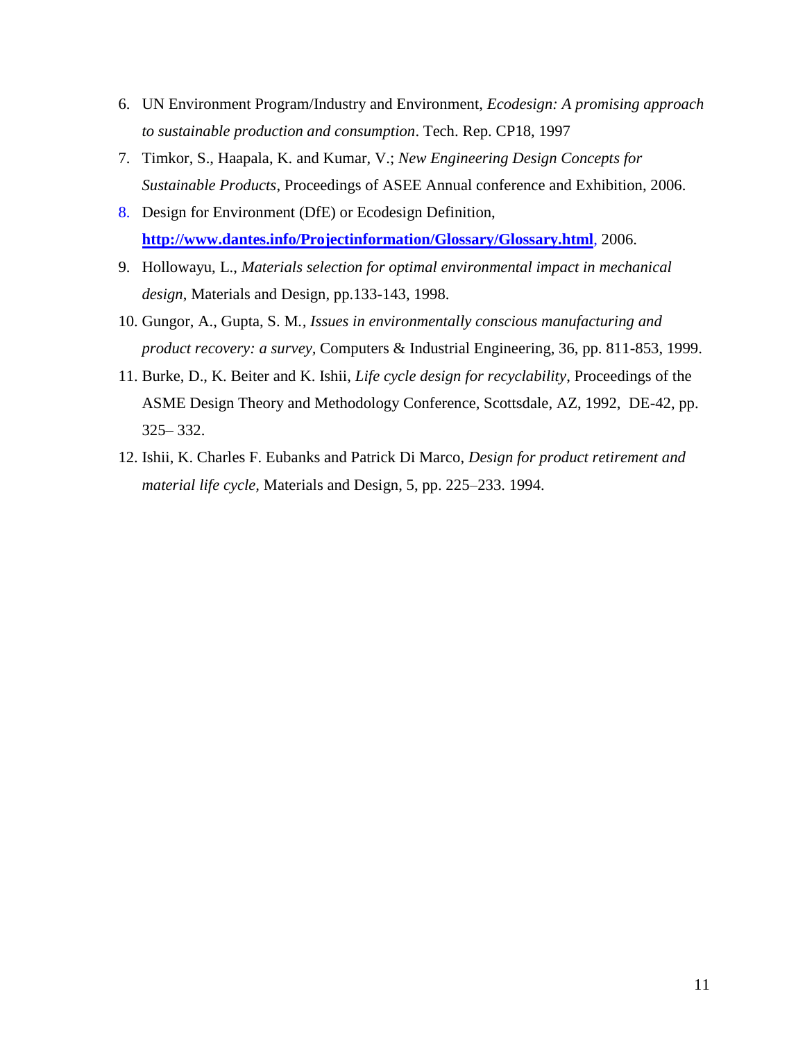6. UN Environment Program/Industry and Environment, *Ecodesign: A promising approach to sustainable production and consumption*. Tech. Rep. CP18, 1997
7. Timkor, S., Haapala, K. and Kumar, V.; *New Engineering Design Concepts for Sustainable Products*, Proceedings of ASEE Annual conference and Exhibition, 2006.
8. Design for Environment (DfE) or Ecodesign Definition, **http://www.dantes.info/Projectinformation/Glossary/Glossary.html**, 2006.
9. Hollowayu, L., *Materials selection for optimal environmental impact in mechanical design*, Materials and Design, pp.133-143, 1998.
10. Gungor, A., Gupta, S. M., *Issues in environmentally conscious manufacturing and product recovery: a survey*, Computers & Industrial Engineering, 36, pp. 811-853, 1999.
11. Burke, D., K. Beiter and K. Ishii, *Life cycle design for recyclability*, Proceedings of the ASME Design Theory and Methodology Conference, Scottsdale, AZ, 1992, DE-42, pp. 325– 332.
12. Ishii, K. Charles F. Eubanks and Patrick Di Marco, *Design for product retirement and material life cycle,* Materials and Design, 5, pp. 225–233. 1994.